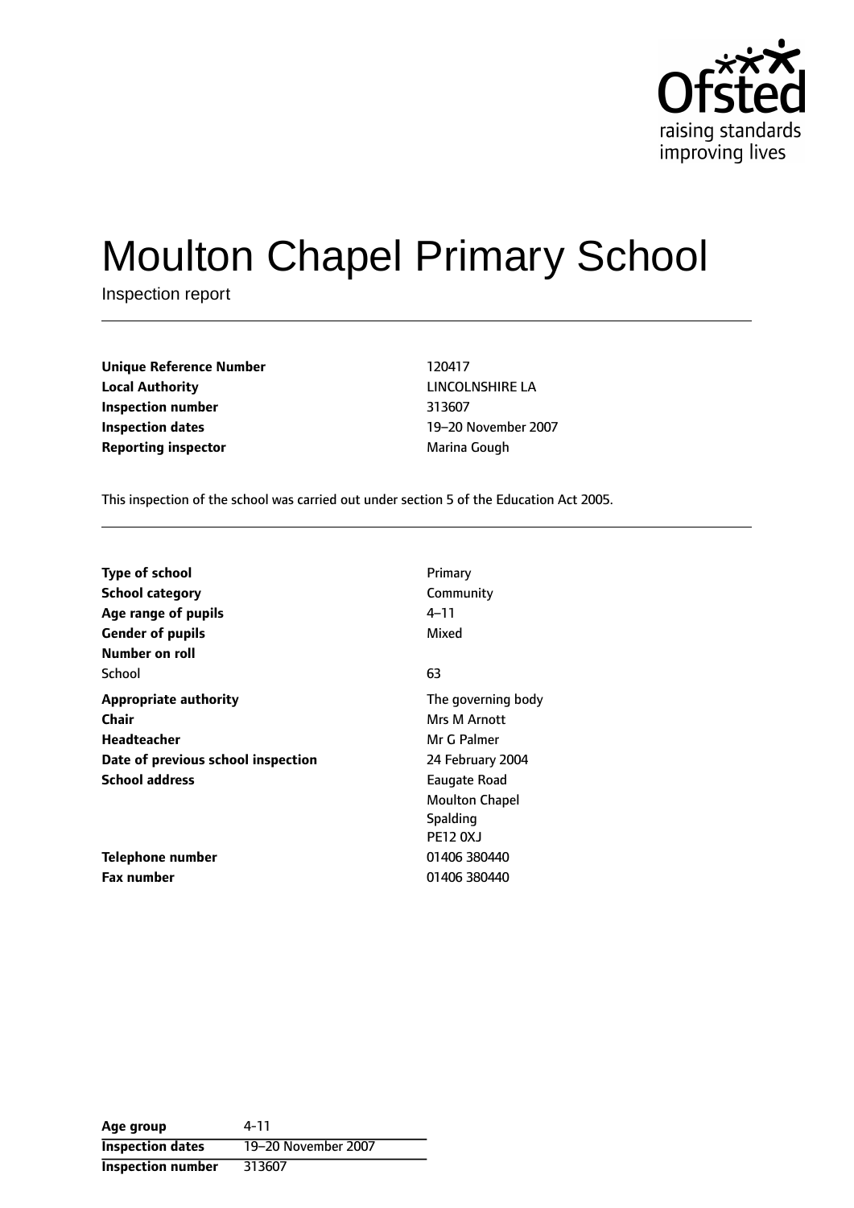Ofsted
raising standards
improving lives

# Moulton Chapel Primary School

Inspection report

| | |
|---|---|
| **Unique Reference Number** | 120417 |
| **Local Authority** | LINCOLNSHIRE LA |
| **Inspection number** | 313607 |
| **Inspection dates** | 19–20 November 2007 |
| **Reporting inspector** | Marina Gough |

This inspection of the school was carried out under section 5 of the Education Act 2005.

| | |
|---|---|
| **Type of school** | Primary |
| **School category** | Community |
| **Age range of pupils** | 4–11 |
| **Gender of pupils** | Mixed |
| **Number on roll** | |
| School | 63 |
| **Appropriate authority** | The governing body |
| **Chair** | Mrs M Arnott |
| **Headteacher** | Mr G Palmer |
| **Date of previous school inspection** | 24 February 2004 |
| **School address** | Eaugate Road<br>Moulton Chapel<br>Spalding<br>PE12 0XJ |
| **Telephone number** | 01406 380440 |
| **Fax number** | 01406 380440 |

| | |
|---|---|
| **Age group** | 4-11 |
| **Inspection dates** | 19–20 November 2007 |
| **Inspection number** | 313607 |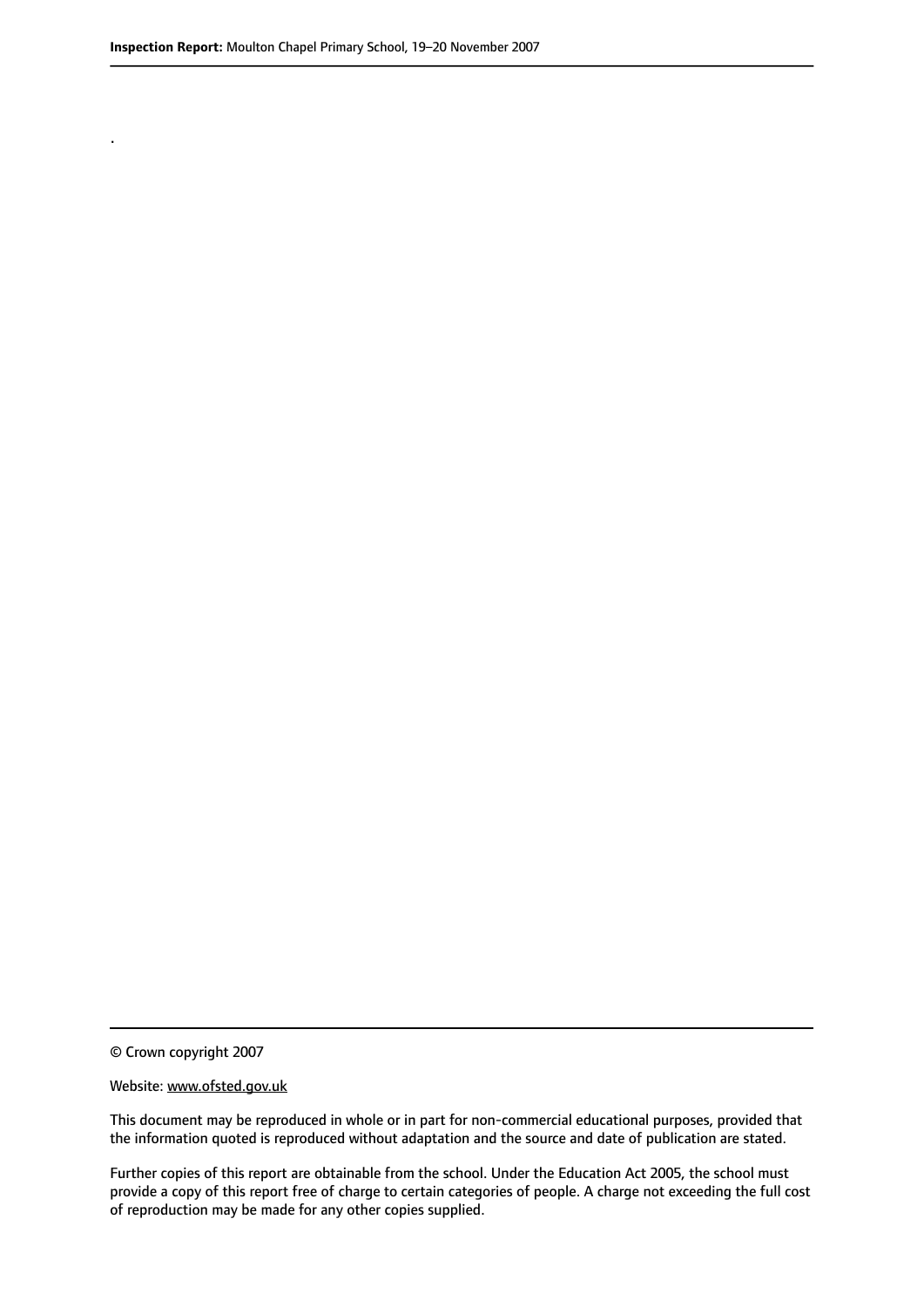.

© Crown copyright 2007

Website: www.ofsted.gov.uk

This document may be reproduced in whole or in part for non-commercial educational purposes, provided that the information quoted is reproduced without adaptation and the source and date of publication are stated.

Further copies of this report are obtainable from the school. Under the Education Act 2005, the school must provide a copy of this report free of charge to certain categories of people. A charge not exceeding the full cost of reproduction may be made for any other copies supplied.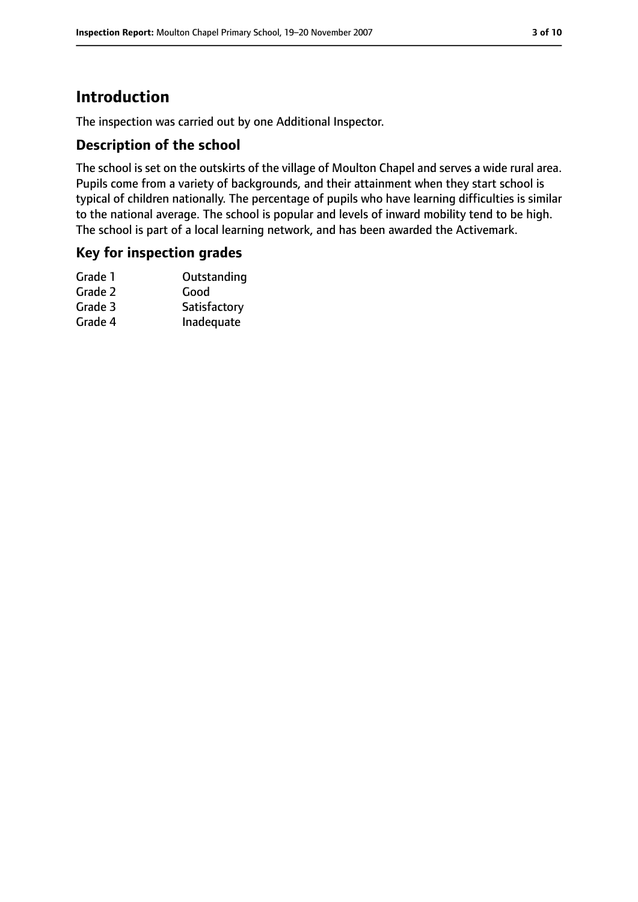# Introduction

The inspection was carried out by one Additional Inspector.

## Description of the school

The school is set on the outskirts of the village of Moulton Chapel and serves a wide rural area. Pupils come from a variety of backgrounds, and their attainment when they start school is typical of children nationally. The percentage of pupils who have learning difficulties is similar to the national average. The school is popular and levels of inward mobility tend to be high. The school is part of a local learning network, and has been awarded the Activemark.

## Key for inspection grades

| | |
|---|---|
| Grade 1 | Outstanding |
| Grade 2 | Good |
| Grade 3 | Satisfactory |
| Grade 4 | Inadequate |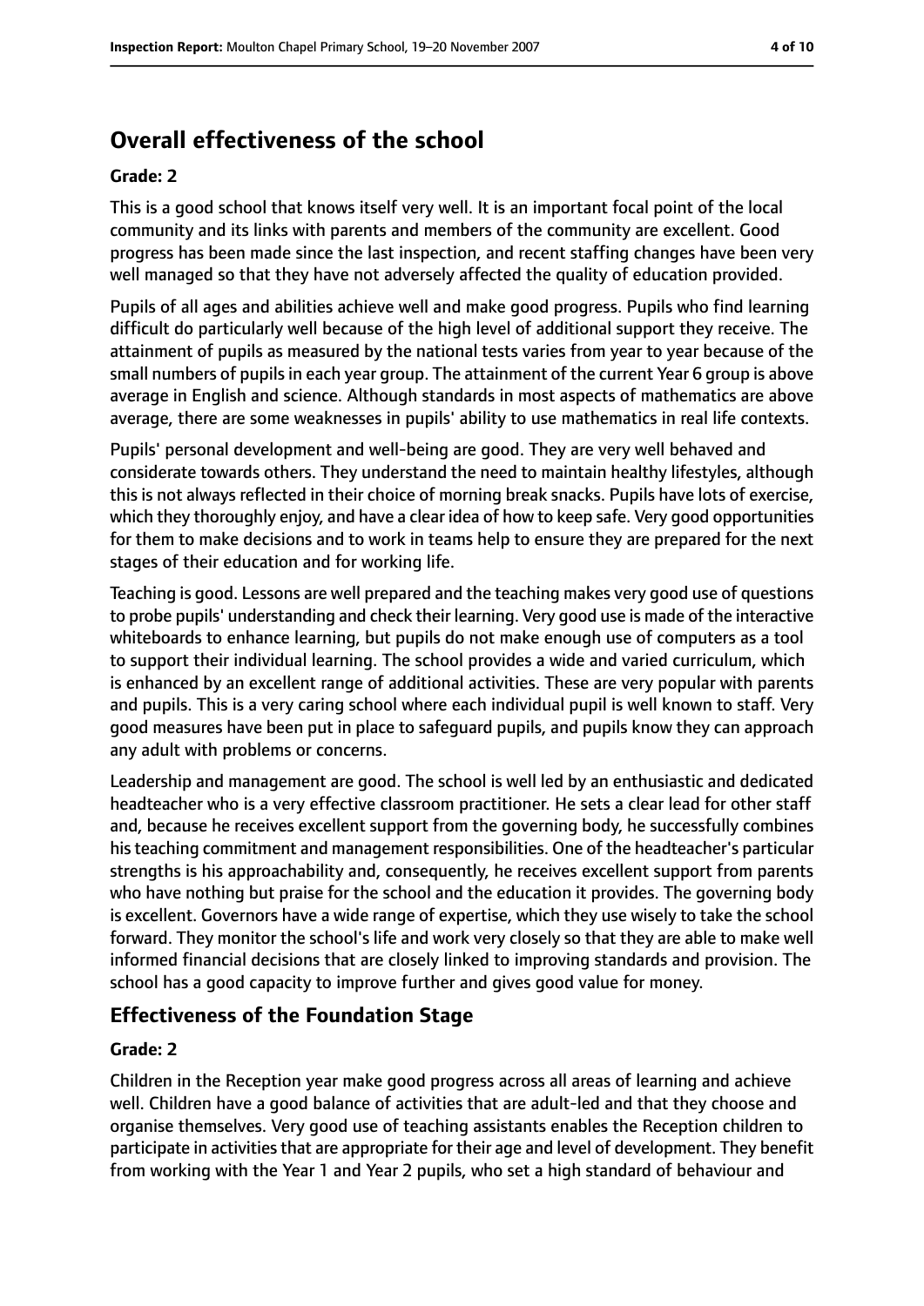## Overall effectiveness of the school

### Grade: 2

This is a good school that knows itself very well. It is an important focal point of the local community and its links with parents and members of the community are excellent. Good progress has been made since the last inspection, and recent staffing changes have been very well managed so that they have not adversely affected the quality of education provided.

Pupils of all ages and abilities achieve well and make good progress. Pupils who find learning difficult do particularly well because of the high level of additional support they receive. The attainment of pupils as measured by the national tests varies from year to year because of the small numbers of pupils in each year group. The attainment of the current Year 6 group is above average in English and science. Although standards in most aspects of mathematics are above average, there are some weaknesses in pupils' ability to use mathematics in real life contexts.

Pupils' personal development and well-being are good. They are very well behaved and considerate towards others. They understand the need to maintain healthy lifestyles, although this is not always reflected in their choice of morning break snacks. Pupils have lots of exercise, which they thoroughly enjoy, and have a clear idea of how to keep safe. Very good opportunities for them to make decisions and to work in teams help to ensure they are prepared for the next stages of their education and for working life.

Teaching is good. Lessons are well prepared and the teaching makes very good use of questions to probe pupils' understanding and check their learning. Very good use is made of the interactive whiteboards to enhance learning, but pupils do not make enough use of computers as a tool to support their individual learning. The school provides a wide and varied curriculum, which is enhanced by an excellent range of additional activities. These are very popular with parents and pupils. This is a very caring school where each individual pupil is well known to staff. Very good measures have been put in place to safeguard pupils, and pupils know they can approach any adult with problems or concerns.

Leadership and management are good. The school is well led by an enthusiastic and dedicated headteacher who is a very effective classroom practitioner. He sets a clear lead for other staff and, because he receives excellent support from the governing body, he successfully combines his teaching commitment and management responsibilities. One of the headteacher's particular strengths is his approachability and, consequently, he receives excellent support from parents who have nothing but praise for the school and the education it provides. The governing body is excellent. Governors have a wide range of expertise, which they use wisely to take the school forward. They monitor the school's life and work very closely so that they are able to make well informed financial decisions that are closely linked to improving standards and provision. The school has a good capacity to improve further and gives good value for money.

## Effectiveness of the Foundation Stage

### Grade: 2

Children in the Reception year make good progress across all areas of learning and achieve well. Children have a good balance of activities that are adult-led and that they choose and organise themselves. Very good use of teaching assistants enables the Reception children to participate in activities that are appropriate for their age and level of development. They benefit from working with the Year 1 and Year 2 pupils, who set a high standard of behaviour and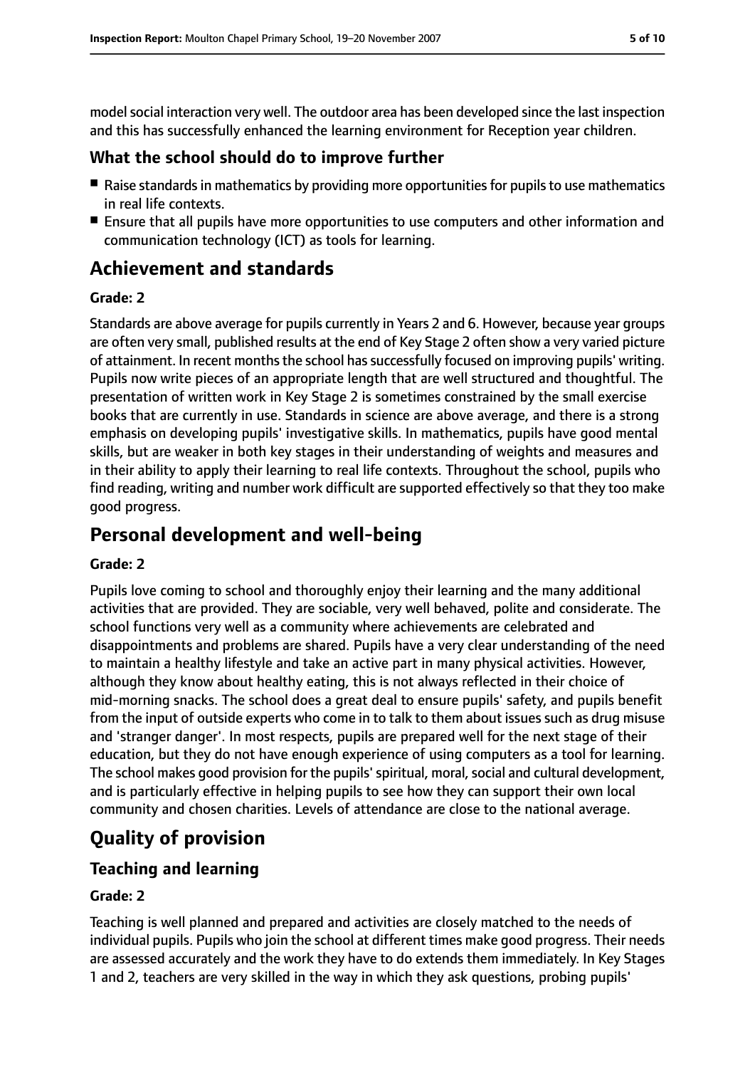model social interaction very well. The outdoor area has been developed since the last inspection and this has successfully enhanced the learning environment for Reception year children.

### What the school should do to improve further

- Raise standards in mathematics by providing more opportunities for pupils to use mathematics in real life contexts.
- Ensure that all pupils have more opportunities to use computers and other information and communication technology (ICT) as tools for learning.

## Achievement and standards

**Grade: 2**

Standards are above average for pupils currently in Years 2 and 6. However, because year groups are often very small, published results at the end of Key Stage 2 often show a very varied picture of attainment. In recent months the school has successfully focused on improving pupils' writing. Pupils now write pieces of an appropriate length that are well structured and thoughtful. The presentation of written work in Key Stage 2 is sometimes constrained by the small exercise books that are currently in use. Standards in science are above average, and there is a strong emphasis on developing pupils' investigative skills. In mathematics, pupils have good mental skills, but are weaker in both key stages in their understanding of weights and measures and in their ability to apply their learning to real life contexts. Throughout the school, pupils who find reading, writing and number work difficult are supported effectively so that they too make good progress.

## Personal development and well-being

**Grade: 2**

Pupils love coming to school and thoroughly enjoy their learning and the many additional activities that are provided. They are sociable, very well behaved, polite and considerate. The school functions very well as a community where achievements are celebrated and disappointments and problems are shared. Pupils have a very clear understanding of the need to maintain a healthy lifestyle and take an active part in many physical activities. However, although they know about healthy eating, this is not always reflected in their choice of mid-morning snacks. The school does a great deal to ensure pupils' safety, and pupils benefit from the input of outside experts who come in to talk to them about issues such as drug misuse and 'stranger danger'. In most respects, pupils are prepared well for the next stage of their education, but they do not have enough experience of using computers as a tool for learning. The school makes good provision for the pupils' spiritual, moral, social and cultural development, and is particularly effective in helping pupils to see how they can support their own local community and chosen charities. Levels of attendance are close to the national average.

## Quality of provision

### Teaching and learning

**Grade: 2**

Teaching is well planned and prepared and activities are closely matched to the needs of individual pupils. Pupils who join the school at different times make good progress. Their needs are assessed accurately and the work they have to do extends them immediately. In Key Stages 1 and 2, teachers are very skilled in the way in which they ask questions, probing pupils'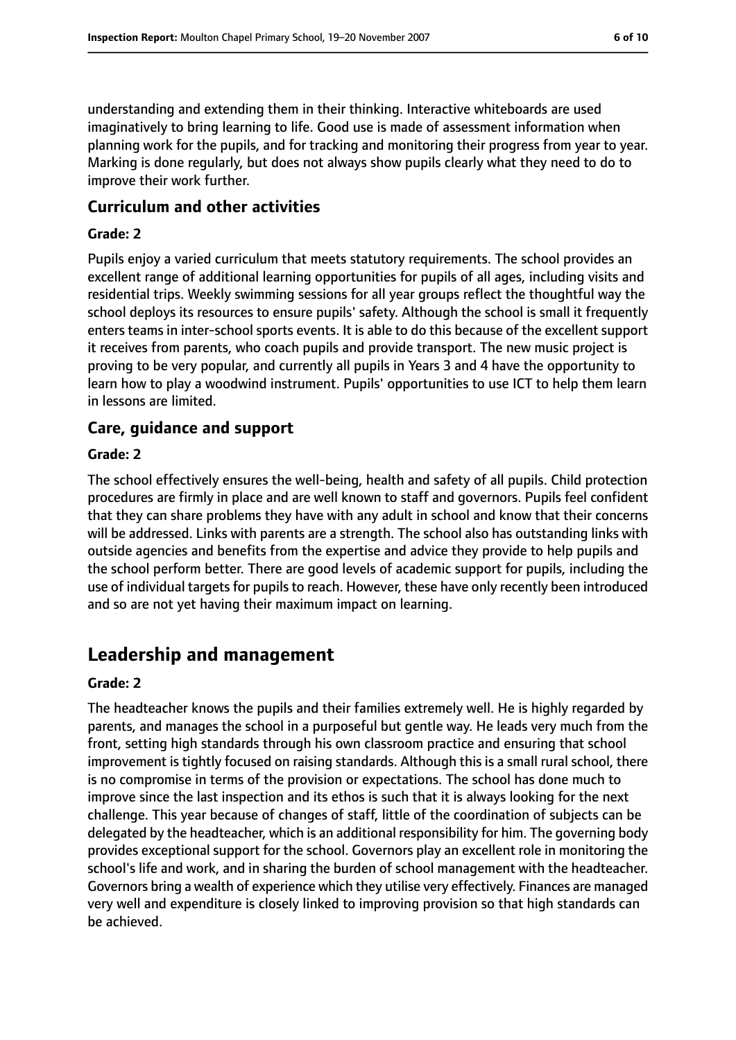understanding and extending them in their thinking. Interactive whiteboards are used imaginatively to bring learning to life. Good use is made of assessment information when planning work for the pupils, and for tracking and monitoring their progress from year to year. Marking is done regularly, but does not always show pupils clearly what they need to do to improve their work further.

### Curriculum and other activities

#### Grade: 2

Pupils enjoy a varied curriculum that meets statutory requirements. The school provides an excellent range of additional learning opportunities for pupils of all ages, including visits and residential trips. Weekly swimming sessions for all year groups reflect the thoughtful way the school deploys its resources to ensure pupils' safety. Although the school is small it frequently enters teams in inter-school sports events. It is able to do this because of the excellent support it receives from parents, who coach pupils and provide transport. The new music project is proving to be very popular, and currently all pupils in Years 3 and 4 have the opportunity to learn how to play a woodwind instrument. Pupils' opportunities to use ICT to help them learn in lessons are limited.

### Care, guidance and support

#### Grade: 2

The school effectively ensures the well-being, health and safety of all pupils. Child protection procedures are firmly in place and are well known to staff and governors. Pupils feel confident that they can share problems they have with any adult in school and know that their concerns will be addressed. Links with parents are a strength. The school also has outstanding links with outside agencies and benefits from the expertise and advice they provide to help pupils and the school perform better. There are good levels of academic support for pupils, including the use of individual targets for pupils to reach. However, these have only recently been introduced and so are not yet having their maximum impact on learning.

## Leadership and management

#### Grade: 2

The headteacher knows the pupils and their families extremely well. He is highly regarded by parents, and manages the school in a purposeful but gentle way. He leads very much from the front, setting high standards through his own classroom practice and ensuring that school improvement is tightly focused on raising standards. Although this is a small rural school, there is no compromise in terms of the provision or expectations. The school has done much to improve since the last inspection and its ethos is such that it is always looking for the next challenge. This year because of changes of staff, little of the coordination of subjects can be delegated by the headteacher, which is an additional responsibility for him. The governing body provides exceptional support for the school. Governors play an excellent role in monitoring the school's life and work, and in sharing the burden of school management with the headteacher. Governors bring a wealth of experience which they utilise very effectively. Finances are managed very well and expenditure is closely linked to improving provision so that high standards can be achieved.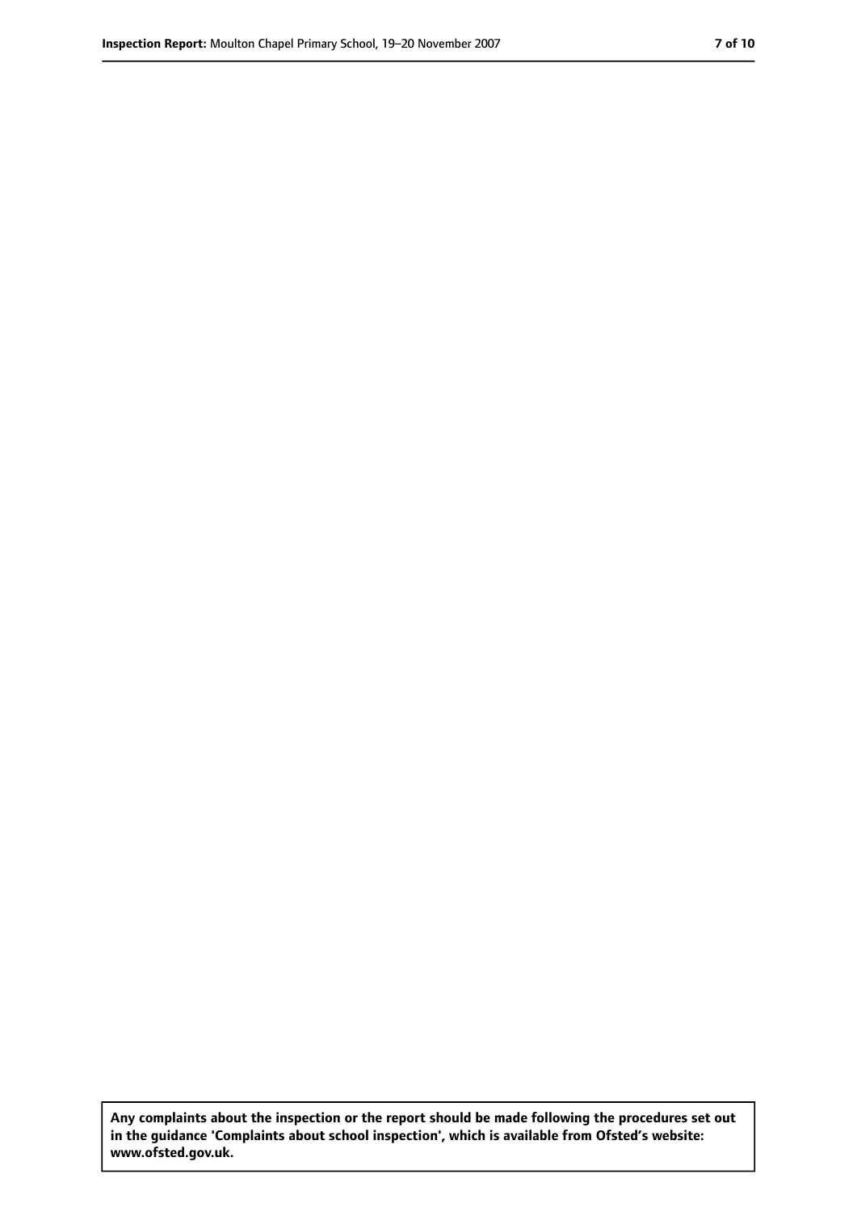**Any complaints about the inspection or the report should be made following the procedures set out in the guidance 'Complaints about school inspection', which is available from Ofsted's website: www.ofsted.gov.uk.**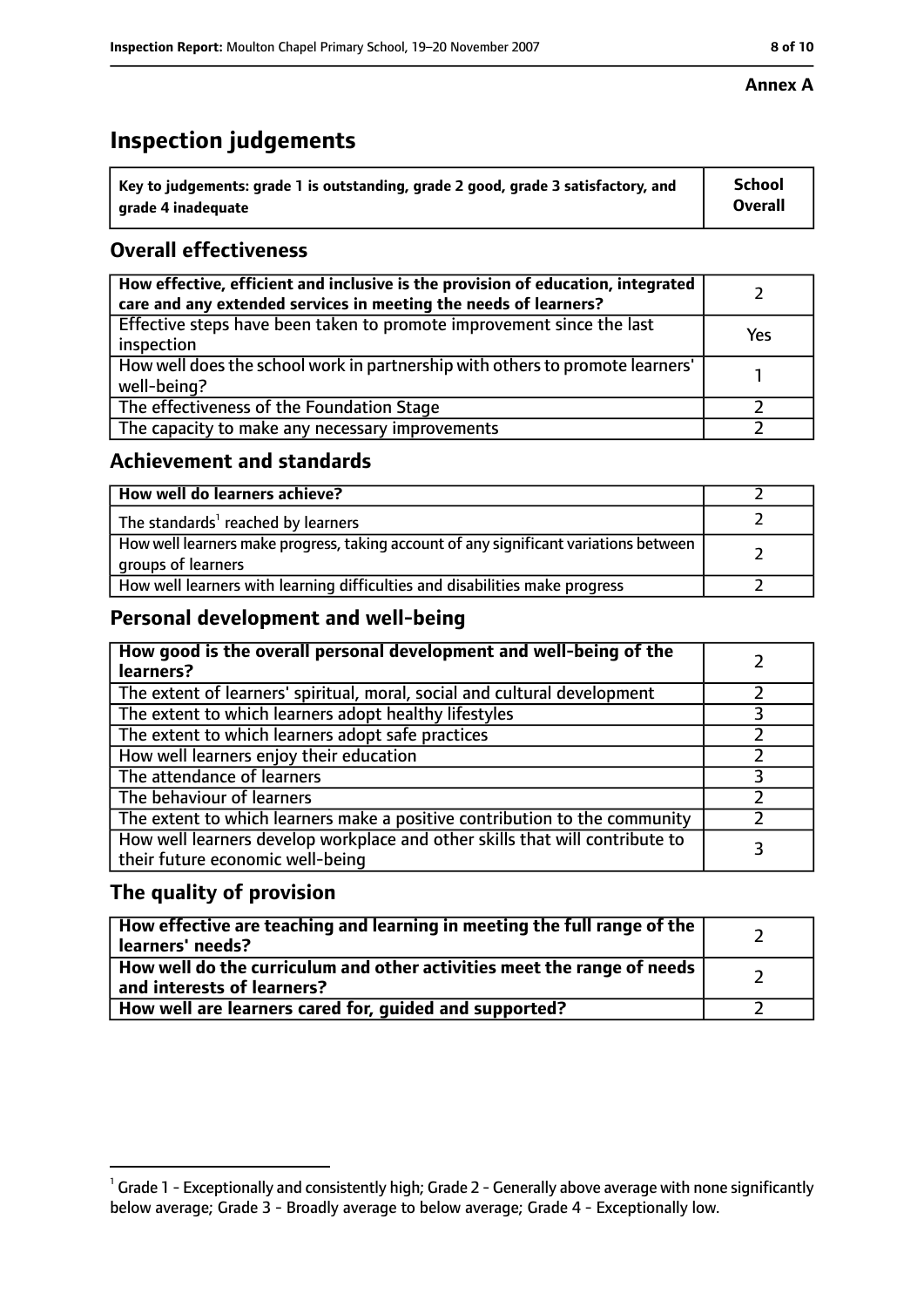**Annex A**

# Inspection judgements

| Key to judgements: grade 1 is outstanding, grade 2 good, grade 3 satisfactory, and grade 4 inadequate | School Overall |
|---|---|

## Overall effectiveness

| | |
|---|---|
| **How effective, efficient and inclusive is the provision of education, integrated care and any extended services in meeting the needs of learners?** | 2 |
| Effective steps have been taken to promote improvement since the last inspection | Yes |
| How well does the school work in partnership with others to promote learners' well-being? | 1 |
| The effectiveness of the Foundation Stage | 2 |
| The capacity to make any necessary improvements | 2 |

## Achievement and standards

| | |
|---|---|
| **How well do learners achieve?** | 2 |
| The standards[1] reached by learners | 2 |
| How well learners make progress, taking account of any significant variations between groups of learners | 2 |
| How well learners with learning difficulties and disabilities make progress | 2 |

## Personal development and well-being

| | |
|---|---|
| **How good is the overall personal development and well-being of the learners?** | 2 |
| The extent of learners' spiritual, moral, social and cultural development | 2 |
| The extent to which learners adopt healthy lifestyles | 3 |
| The extent to which learners adopt safe practices | 2 |
| How well learners enjoy their education | 2 |
| The attendance of learners | 3 |
| The behaviour of learners | 2 |
| The extent to which learners make a positive contribution to the community | 2 |
| How well learners develop workplace and other skills that will contribute to their future economic well-being | 3 |

## The quality of provision

| | |
|---|---|
| **How effective are teaching and learning in meeting the full range of the learners' needs?** | 2 |
| **How well do the curriculum and other activities meet the range of needs and interests of learners?** | 2 |
| **How well are learners cared for, guided and supported?** | 2 |

[1] Grade 1 - Exceptionally and consistently high; Grade 2 - Generally above average with none significantly below average; Grade 3 - Broadly average to below average; Grade 4 - Exceptionally low.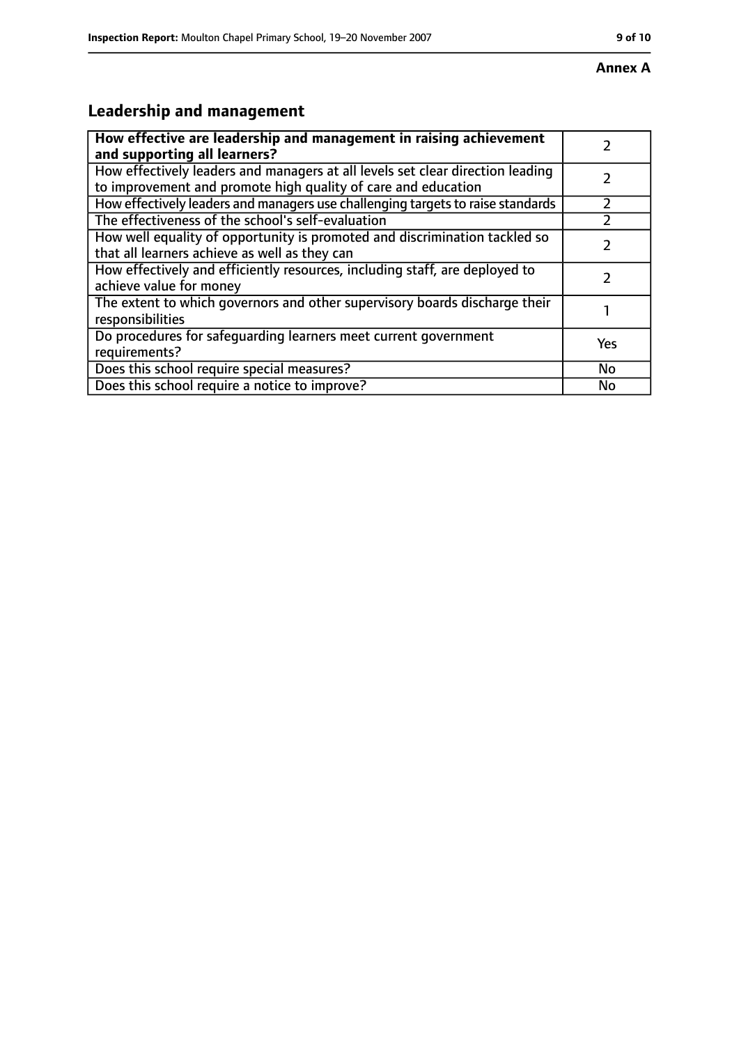**Annex A**

## Leadership and management

| How effective are leadership and management in raising achievement and supporting all learners? | 2 |
|---|---|
| How effectively leaders and managers at all levels set clear direction leading to improvement and promote high quality of care and education | 2 |
| How effectively leaders and managers use challenging targets to raise standards | 2 |
| The effectiveness of the school's self-evaluation | 2 |
| How well equality of opportunity is promoted and discrimination tackled so that all learners achieve as well as they can | 2 |
| How effectively and efficiently resources, including staff, are deployed to achieve value for money | 2 |
| The extent to which governors and other supervisory boards discharge their responsibilities | 1 |
| Do procedures for safeguarding learners meet current government requirements? | Yes |
| Does this school require special measures? | No |
| Does this school require a notice to improve? | No |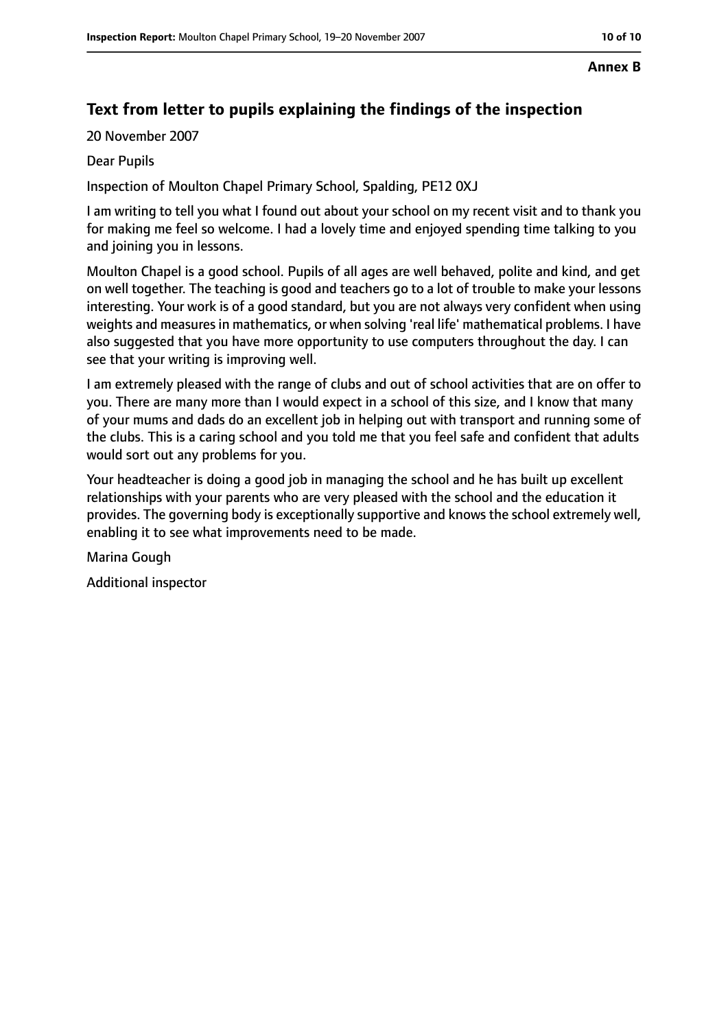**Annex B**

## Text from letter to pupils explaining the findings of the inspection

20 November 2007

Dear Pupils

Inspection of Moulton Chapel Primary School, Spalding, PE12 0XJ

I am writing to tell you what I found out about your school on my recent visit and to thank you for making me feel so welcome. I had a lovely time and enjoyed spending time talking to you and joining you in lessons.

Moulton Chapel is a good school. Pupils of all ages are well behaved, polite and kind, and get on well together. The teaching is good and teachers go to a lot of trouble to make your lessons interesting. Your work is of a good standard, but you are not always very confident when using weights and measures in mathematics, or when solving 'real life' mathematical problems. I have also suggested that you have more opportunity to use computers throughout the day. I can see that your writing is improving well.

I am extremely pleased with the range of clubs and out of school activities that are on offer to you. There are many more than I would expect in a school of this size, and I know that many of your mums and dads do an excellent job in helping out with transport and running some of the clubs. This is a caring school and you told me that you feel safe and confident that adults would sort out any problems for you.

Your headteacher is doing a good job in managing the school and he has built up excellent relationships with your parents who are very pleased with the school and the education it provides. The governing body is exceptionally supportive and knows the school extremely well, enabling it to see what improvements need to be made.

Marina Gough

Additional inspector